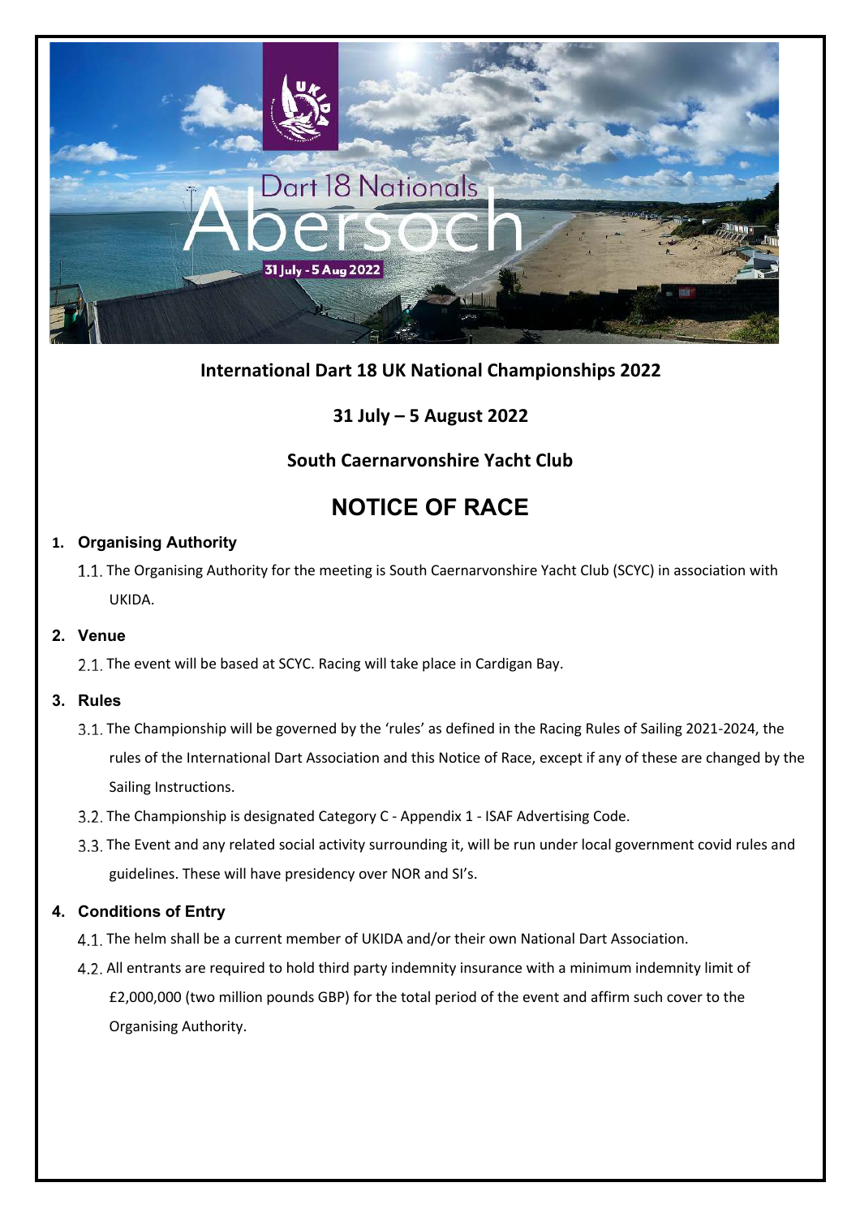# International Dart 18 UK National Championships 2022

## 31 July – 5 August 2022

## South Caernarvonshire Yacht Club

# NOTICE OF RACE

### 1. Organising Authority

1.1. The Organising Authority for the meeting is South Caernarvonshire Yacht Club (SCYC) in association with UKIDA.

### 2. Venue

2.1. The event will be based at SCYC. Racing will take place in Cardigan Bay.

### 3. Rules

3.1. The Championship will be governed by the 'rules' as defined in the Racing Rules of Sailing 2021-2024, the rules of the International Dart Association and this Notice of Race, except if any of these are changed by the Sailing Instructions.

3.2. The Championship is designated Category C - Appendix 1 - ISAF Advertising Code.

3.3. The Event and any related social activity surrounding it, will be run under local government covid rules and guidelines. These will have presidency over NOR and SI's.

### 4. Conditions of Entry

4.1. The helm shall be a current member of UKIDA and/or their own National Dart Association.

4.2. All entrants are required to hold third party indemnity insurance with a minimum indemnity limit of £2,000,000 (two million pounds GBP) for the total period of the event and affirm such cover to the Organising Authority.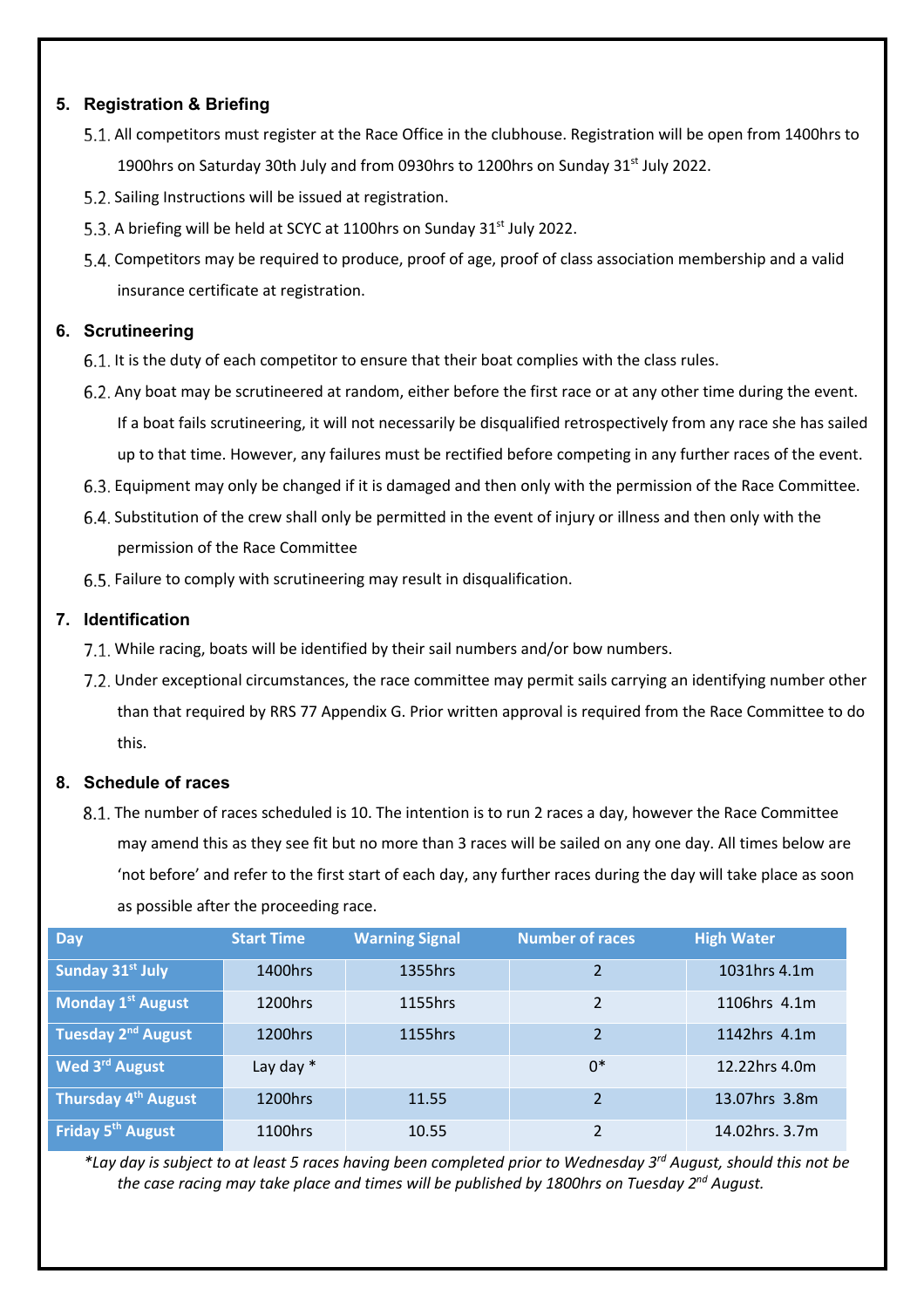## 5. Registration & Briefing

5.1. All competitors must register at the Race Office in the clubhouse. Registration will be open from 1400hrs to 1900hrs on Saturday 30th July and from 0930hrs to 1200hrs on Sunday 31st July 2022.

5.2. Sailing Instructions will be issued at registration.

5.3. A briefing will be held at SCYC at 1100hrs on Sunday 31st July 2022.

5.4. Competitors may be required to produce, proof of age, proof of class association membership and a valid insurance certificate at registration.

## 6. Scrutineering

6.1. It is the duty of each competitor to ensure that their boat complies with the class rules.

6.2. Any boat may be scrutineered at random, either before the first race or at any other time during the event. If a boat fails scrutineering, it will not necessarily be disqualified retrospectively from any race she has sailed up to that time. However, any failures must be rectified before competing in any further races of the event.

6.3. Equipment may only be changed if it is damaged and then only with the permission of the Race Committee.

6.4. Substitution of the crew shall only be permitted in the event of injury or illness and then only with the permission of the Race Committee

6.5. Failure to comply with scrutineering may result in disqualification.

## 7. Identification

7.1. While racing, boats will be identified by their sail numbers and/or bow numbers.

7.2. Under exceptional circumstances, the race committee may permit sails carrying an identifying number other than that required by RRS 77 Appendix G. Prior written approval is required from the Race Committee to do this.

## 8. Schedule of races

8.1. The number of races scheduled is 10. The intention is to run 2 races a day, however the Race Committee may amend this as they see fit but no more than 3 races will be sailed on any one day. All times below are 'not before' and refer to the first start of each day, any further races during the day will take place as soon as possible after the proceeding race.

| Day | Start Time | Warning Signal | Number of races | High Water |
|---|---|---|---|---|
| Sunday 31st July | 1400hrs | 1355hrs | 2 | 1031hrs 4.1m |
| Monday 1st August | 1200hrs | 1155hrs | 2 | 1106hrs 4.1m |
| Tuesday 2nd August | 1200hrs | 1155hrs | 2 | 1142hrs 4.1m |
| Wed 3rd August | Lay day * | | 0* | 12.22hrs 4.0m |
| Thursday 4th August | 1200hrs | 11.55 | 2 | 13.07hrs 3.8m |
| Friday 5th August | 1100hrs | 10.55 | 2 | 14.02hrs. 3.7m |

*\*Lay day is subject to at least 5 races having been completed prior to Wednesday 3rd August, should this not be the case racing may take place and times will be published by 1800hrs on Tuesday 2nd August.*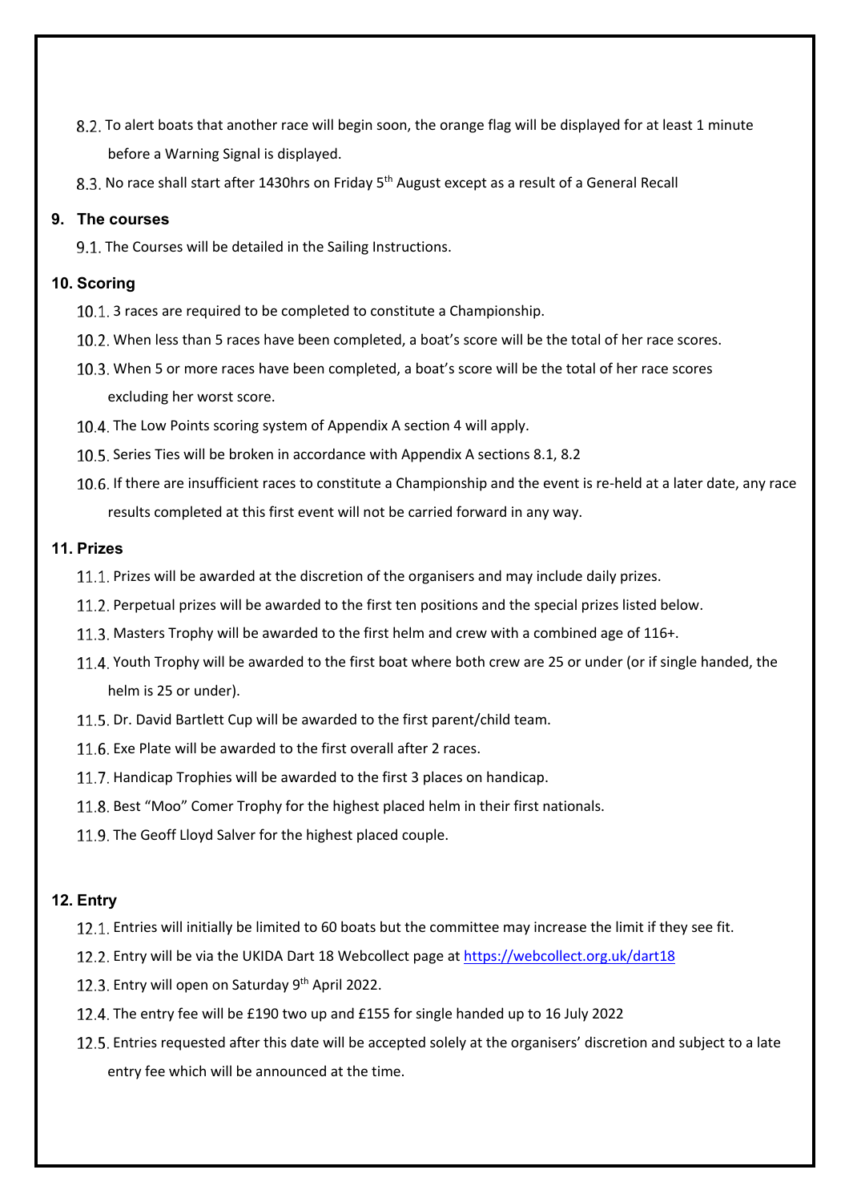8.2. To alert boats that another race will begin soon, the orange flag will be displayed for at least 1 minute before a Warning Signal is displayed.

8.3. No race shall start after 1430hrs on Friday 5th August except as a result of a General Recall

## 9. The courses

9.1. The Courses will be detailed in the Sailing Instructions.

## 10. Scoring

10.1. 3 races are required to be completed to constitute a Championship.

10.2. When less than 5 races have been completed, a boat's score will be the total of her race scores.

10.3. When 5 or more races have been completed, a boat's score will be the total of her race scores excluding her worst score.

10.4. The Low Points scoring system of Appendix A section 4 will apply.

10.5. Series Ties will be broken in accordance with Appendix A sections 8.1, 8.2

10.6. If there are insufficient races to constitute a Championship and the event is re-held at a later date, any race results completed at this first event will not be carried forward in any way.

## 11. Prizes

11.1. Prizes will be awarded at the discretion of the organisers and may include daily prizes.

11.2. Perpetual prizes will be awarded to the first ten positions and the special prizes listed below.

11.3. Masters Trophy will be awarded to the first helm and crew with a combined age of 116+.

11.4. Youth Trophy will be awarded to the first boat where both crew are 25 or under (or if single handed, the helm is 25 or under).

11.5. Dr. David Bartlett Cup will be awarded to the first parent/child team.

11.6. Exe Plate will be awarded to the first overall after 2 races.

11.7. Handicap Trophies will be awarded to the first 3 places on handicap.

11.8. Best "Moo" Comer Trophy for the highest placed helm in their first nationals.

11.9. The Geoff Lloyd Salver for the highest placed couple.

## 12. Entry

12.1. Entries will initially be limited to 60 boats but the committee may increase the limit if they see fit.

12.2. Entry will be via the UKIDA Dart 18 Webcollect page at https://webcollect.org.uk/dart18

12.3. Entry will open on Saturday 9th April 2022.

12.4. The entry fee will be £190 two up and £155 for single handed up to 16 July 2022

12.5. Entries requested after this date will be accepted solely at the organisers' discretion and subject to a late entry fee which will be announced at the time.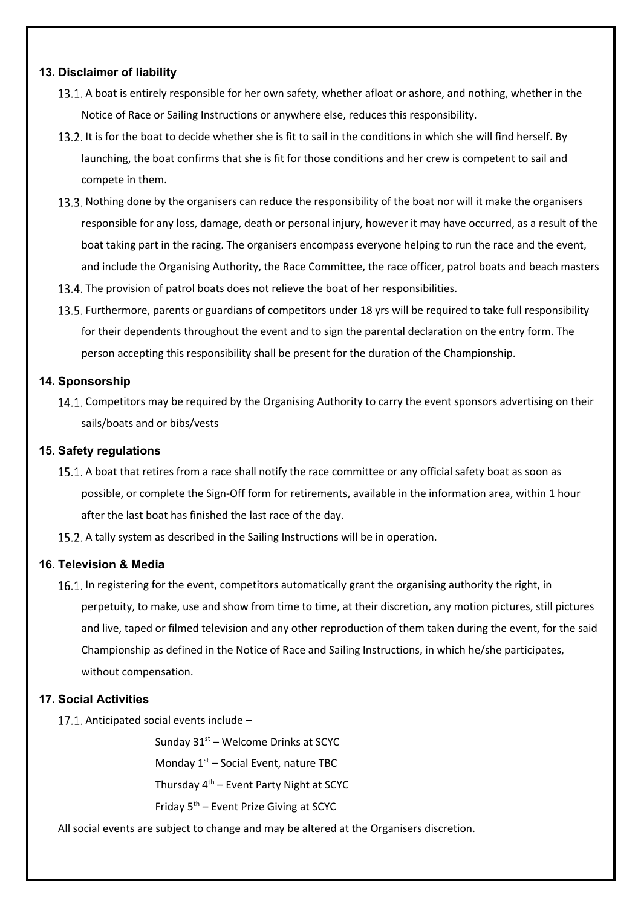## 13. Disclaimer of liability

13.1. A boat is entirely responsible for her own safety, whether afloat or ashore, and nothing, whether in the Notice of Race or Sailing Instructions or anywhere else, reduces this responsibility.

13.2. It is for the boat to decide whether she is fit to sail in the conditions in which she will find herself. By launching, the boat confirms that she is fit for those conditions and her crew is competent to sail and compete in them.

13.3. Nothing done by the organisers can reduce the responsibility of the boat nor will it make the organisers responsible for any loss, damage, death or personal injury, however it may have occurred, as a result of the boat taking part in the racing. The organisers encompass everyone helping to run the race and the event, and include the Organising Authority, the Race Committee, the race officer, patrol boats and beach masters

13.4. The provision of patrol boats does not relieve the boat of her responsibilities.

13.5. Furthermore, parents or guardians of competitors under 18 yrs will be required to take full responsibility for their dependents throughout the event and to sign the parental declaration on the entry form. The person accepting this responsibility shall be present for the duration of the Championship.

## 14. Sponsorship

14.1. Competitors may be required by the Organising Authority to carry the event sponsors advertising on their sails/boats and or bibs/vests

## 15. Safety regulations

15.1. A boat that retires from a race shall notify the race committee or any official safety boat as soon as possible, or complete the Sign-Off form for retirements, available in the information area, within 1 hour after the last boat has finished the last race of the day.

15.2. A tally system as described in the Sailing Instructions will be in operation.

## 16. Television & Media

16.1. In registering for the event, competitors automatically grant the organising authority the right, in perpetuity, to make, use and show from time to time, at their discretion, any motion pictures, still pictures and live, taped or filmed television and any other reproduction of them taken during the event, for the said Championship as defined in the Notice of Race and Sailing Instructions, in which he/she participates, without compensation.

## 17. Social Activities

17.1. Anticipated social events include –

Sunday 31st – Welcome Drinks at SCYC

Monday 1st – Social Event, nature TBC

Thursday 4th – Event Party Night at SCYC

Friday 5th – Event Prize Giving at SCYC

All social events are subject to change and may be altered at the Organisers discretion.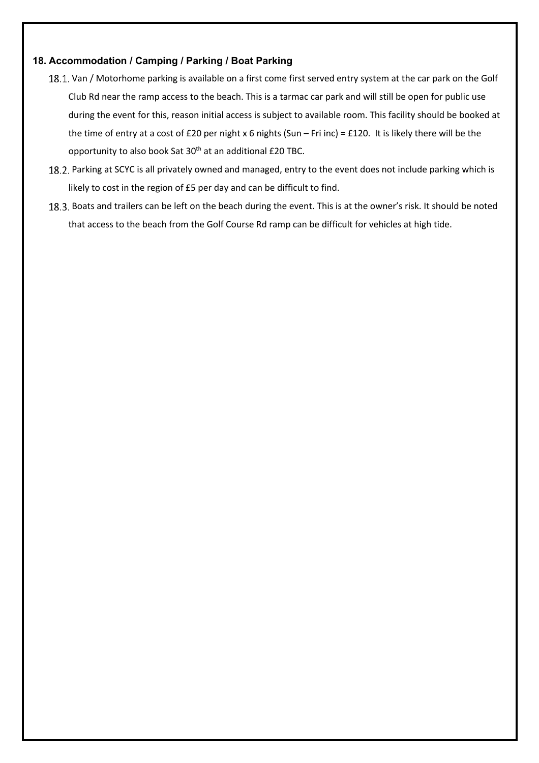## 18. Accommodation / Camping / Parking / Boat Parking

18.1. Van / Motorhome parking is available on a first come first served entry system at the car park on the Golf Club Rd near the ramp access to the beach. This is a tarmac car park and will still be open for public use during the event for this, reason initial access is subject to available room. This facility should be booked at the time of entry at a cost of £20 per night x 6 nights (Sun – Fri inc) = £120. It is likely there will be the opportunity to also book Sat 30th at an additional £20 TBC.

18.2. Parking at SCYC is all privately owned and managed, entry to the event does not include parking which is likely to cost in the region of £5 per day and can be difficult to find.

18.3. Boats and trailers can be left on the beach during the event. This is at the owner's risk. It should be noted that access to the beach from the Golf Course Rd ramp can be difficult for vehicles at high tide.